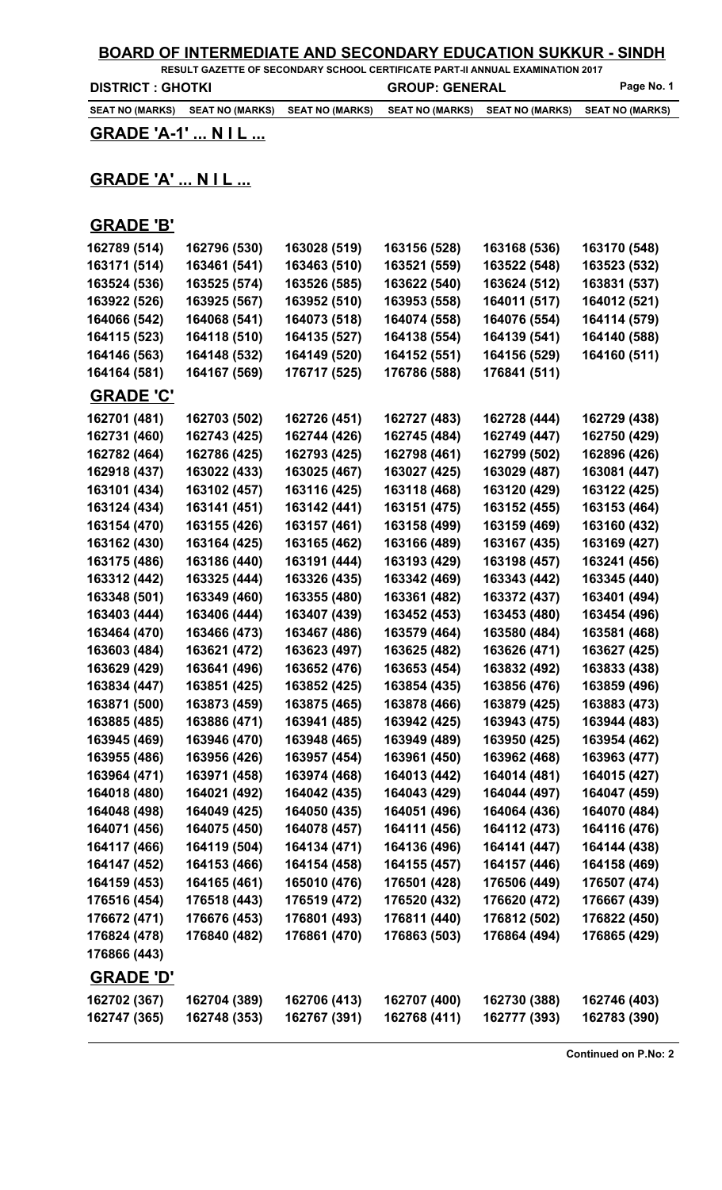# BOARD OF INTERMEDIATE AND SECONDARY EDUCATION SUKKUR - SINDH

**RESULT GAZETTE OF SECONDARY SCHOOL CERTIFICATE PART-II ANNUAL EXAMINATION 2017**

**DISTRICT : GHOTKI** **GROUP: GENERAL**

| SEAT NO (MARKS) | SEAT NO (MARKS) | SEAT NO (MARKS) | SEAT NO (MARKS) | SEAT NO (MARKS) | SEAT NO (MARKS) |
|---|---|---|---|---|---|

## GRADE 'A-1' ... N I L ...

## GRADE 'A' ... N I L ...

## GRADE 'B'

| | | | | | |
|---|---|---|---|---|---|
| 162789 (514) | 162796 (530) | 163028 (519) | 163156 (528) | 163168 (536) | 163170 (548) |
| 163171 (514) | 163461 (541) | 163463 (510) | 163521 (559) | 163522 (548) | 163523 (532) |
| 163524 (536) | 163525 (574) | 163526 (585) | 163622 (540) | 163624 (512) | 163831 (537) |
| 163922 (526) | 163925 (567) | 163952 (510) | 163953 (558) | 164011 (517) | 164012 (521) |
| 164066 (542) | 164068 (541) | 164073 (518) | 164074 (558) | 164076 (554) | 164114 (579) |
| 164115 (523) | 164118 (510) | 164135 (527) | 164138 (554) | 164139 (541) | 164140 (588) |
| 164146 (563) | 164148 (532) | 164149 (520) | 164152 (551) | 164156 (529) | 164160 (511) |
| 164164 (581) | 164167 (569) | 176717 (525) | 176786 (588) | 176841 (511) | |

## GRADE 'C'

| | | | | | |
|---|---|---|---|---|---|
| 162701 (481) | 162703 (502) | 162726 (451) | 162727 (483) | 162728 (444) | 162729 (438) |
| 162731 (460) | 162743 (425) | 162744 (426) | 162745 (484) | 162749 (447) | 162750 (429) |
| 162782 (464) | 162786 (425) | 162793 (425) | 162798 (461) | 162799 (502) | 162896 (426) |
| 162918 (437) | 163022 (433) | 163025 (467) | 163027 (425) | 163029 (487) | 163081 (447) |
| 163101 (434) | 163102 (457) | 163116 (425) | 163118 (468) | 163120 (429) | 163122 (425) |
| 163124 (434) | 163141 (451) | 163142 (441) | 163151 (475) | 163152 (455) | 163153 (464) |
| 163154 (470) | 163155 (426) | 163157 (461) | 163158 (499) | 163159 (469) | 163160 (432) |
| 163162 (430) | 163164 (425) | 163165 (462) | 163166 (489) | 163167 (435) | 163169 (427) |
| 163175 (486) | 163186 (440) | 163191 (444) | 163193 (429) | 163198 (457) | 163241 (456) |
| 163312 (442) | 163325 (444) | 163326 (435) | 163342 (469) | 163343 (442) | 163345 (440) |
| 163348 (501) | 163349 (460) | 163355 (480) | 163361 (482) | 163372 (437) | 163401 (494) |
| 163403 (444) | 163406 (444) | 163407 (439) | 163452 (453) | 163453 (480) | 163454 (496) |
| 163464 (470) | 163466 (473) | 163467 (486) | 163579 (464) | 163580 (484) | 163581 (468) |
| 163603 (484) | 163621 (472) | 163623 (497) | 163625 (482) | 163626 (471) | 163627 (425) |
| 163629 (429) | 163641 (496) | 163652 (476) | 163653 (454) | 163832 (492) | 163833 (438) |
| 163834 (447) | 163851 (425) | 163852 (425) | 163854 (435) | 163856 (476) | 163859 (496) |
| 163871 (500) | 163873 (459) | 163875 (465) | 163878 (466) | 163879 (425) | 163883 (473) |
| 163885 (485) | 163886 (471) | 163941 (485) | 163942 (425) | 163943 (475) | 163944 (483) |
| 163945 (469) | 163946 (470) | 163948 (465) | 163949 (489) | 163950 (425) | 163954 (462) |
| 163955 (486) | 163956 (426) | 163957 (454) | 163961 (450) | 163962 (468) | 163963 (477) |
| 163964 (471) | 163971 (458) | 163974 (468) | 164013 (442) | 164014 (481) | 164015 (427) |
| 164018 (480) | 164021 (492) | 164042 (435) | 164043 (429) | 164044 (497) | 164047 (459) |
| 164048 (498) | 164049 (425) | 164050 (435) | 164051 (496) | 164064 (436) | 164070 (484) |
| 164071 (456) | 164075 (450) | 164078 (457) | 164111 (456) | 164112 (473) | 164116 (476) |
| 164117 (466) | 164119 (504) | 164134 (471) | 164136 (496) | 164141 (447) | 164144 (438) |
| 164147 (452) | 164153 (466) | 164154 (458) | 164155 (457) | 164157 (446) | 164158 (469) |
| 164159 (453) | 164165 (461) | 165010 (476) | 176501 (428) | 176506 (449) | 176507 (474) |
| 176516 (454) | 176518 (443) | 176519 (472) | 176520 (432) | 176620 (472) | 176667 (439) |
| 176672 (471) | 176676 (453) | 176801 (493) | 176811 (440) | 176812 (502) | 176822 (450) |
| 176824 (478) | 176840 (482) | 176861 (470) | 176863 (503) | 176864 (494) | 176865 (429) |
| 176866 (443) | | | | | |

## GRADE 'D'

| | | | | | |
|---|---|---|---|---|---|
| 162702 (367) | 162704 (389) | 162706 (413) | 162707 (400) | 162730 (388) | 162746 (403) |
| 162747 (365) | 162748 (353) | 162767 (391) | 162768 (411) | 162777 (393) | 162783 (390) |

**Continued on P.No: 2**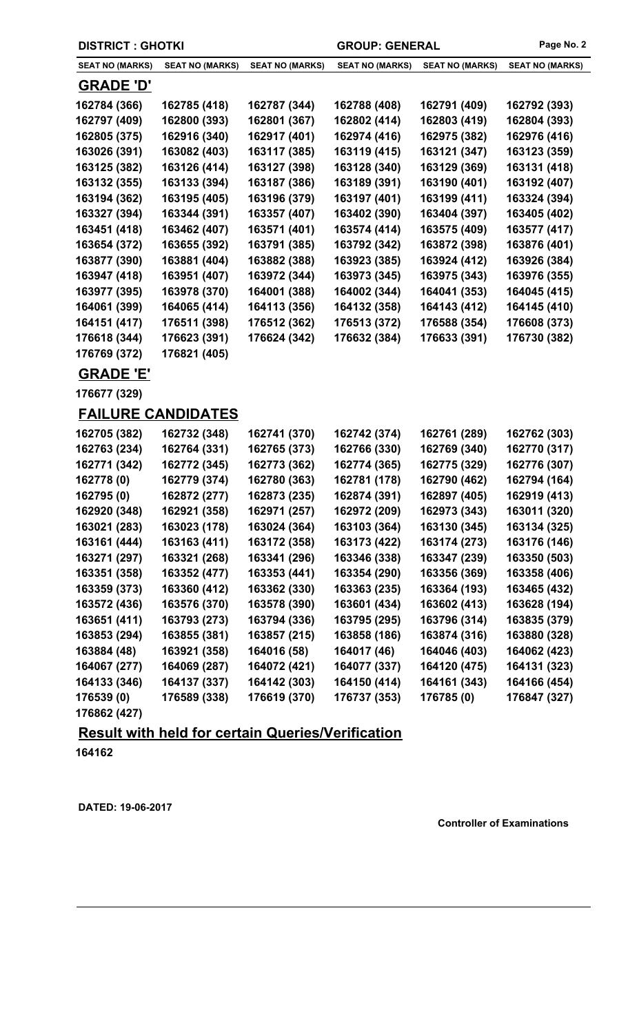**DISTRICT : GHOTKI** **GROUP: GENERAL**

| SEAT NO (MARKS) | SEAT NO (MARKS) | SEAT NO (MARKS) | SEAT NO (MARKS) | SEAT NO (MARKS) | SEAT NO (MARKS) |
|---|---|---|---|---|---|

## GRADE 'D'

| | | | | | |
|---|---|---|---|---|---|
| 162784 (366) | 162785 (418) | 162787 (344) | 162788 (408) | 162791 (409) | 162792 (393) |
| 162797 (409) | 162800 (393) | 162801 (367) | 162802 (414) | 162803 (419) | 162804 (393) |
| 162805 (375) | 162916 (340) | 162917 (401) | 162974 (416) | 162975 (382) | 162976 (416) |
| 163026 (391) | 163082 (403) | 163117 (385) | 163119 (415) | 163121 (347) | 163123 (359) |
| 163125 (382) | 163126 (414) | 163127 (398) | 163128 (340) | 163129 (369) | 163131 (418) |
| 163132 (355) | 163133 (394) | 163187 (386) | 163189 (391) | 163190 (401) | 163192 (407) |
| 163194 (362) | 163195 (405) | 163196 (379) | 163197 (401) | 163199 (411) | 163324 (394) |
| 163327 (394) | 163344 (391) | 163357 (407) | 163402 (390) | 163404 (397) | 163405 (402) |
| 163451 (418) | 163462 (407) | 163571 (401) | 163574 (414) | 163575 (409) | 163577 (417) |
| 163654 (372) | 163655 (392) | 163791 (385) | 163792 (342) | 163872 (398) | 163876 (401) |
| 163877 (390) | 163881 (404) | 163882 (388) | 163923 (385) | 163924 (412) | 163926 (384) |
| 163947 (418) | 163951 (407) | 163972 (344) | 163973 (345) | 163975 (343) | 163976 (355) |
| 163977 (395) | 163978 (370) | 164001 (388) | 164002 (344) | 164041 (353) | 164045 (415) |
| 164061 (399) | 164065 (414) | 164113 (356) | 164132 (358) | 164143 (412) | 164145 (410) |
| 164151 (417) | 176511 (398) | 176512 (362) | 176513 (372) | 176588 (354) | 176608 (373) |
| 176618 (344) | 176623 (391) | 176624 (342) | 176632 (384) | 176633 (391) | 176730 (382) |
| 176769 (372) | 176821 (405) | | | | |

## GRADE 'E'

176677 (329)

## FAILURE CANDIDATES

| | | | | | |
|---|---|---|---|---|---|
| 162705 (382) | 162732 (348) | 162741 (370) | 162742 (374) | 162761 (289) | 162762 (303) |
| 162763 (234) | 162764 (331) | 162765 (373) | 162766 (330) | 162769 (340) | 162770 (317) |
| 162771 (342) | 162772 (345) | 162773 (362) | 162774 (365) | 162775 (329) | 162776 (307) |
| 162778 (0) | 162779 (374) | 162780 (363) | 162781 (178) | 162790 (462) | 162794 (164) |
| 162795 (0) | 162872 (277) | 162873 (235) | 162874 (391) | 162897 (405) | 162919 (413) |
| 162920 (348) | 162921 (358) | 162971 (257) | 162972 (209) | 162973 (343) | 163011 (320) |
| 163021 (283) | 163023 (178) | 163024 (364) | 163103 (364) | 163130 (345) | 163134 (325) |
| 163161 (444) | 163163 (411) | 163172 (358) | 163173 (422) | 163174 (273) | 163176 (146) |
| 163271 (297) | 163321 (268) | 163341 (296) | 163346 (338) | 163347 (239) | 163350 (503) |
| 163351 (358) | 163352 (477) | 163353 (441) | 163354 (290) | 163356 (369) | 163358 (406) |
| 163359 (373) | 163360 (412) | 163362 (330) | 163363 (235) | 163364 (193) | 163465 (432) |
| 163572 (436) | 163576 (370) | 163578 (390) | 163601 (434) | 163602 (413) | 163628 (194) |
| 163651 (411) | 163793 (273) | 163794 (336) | 163795 (295) | 163796 (314) | 163835 (379) |
| 163853 (294) | 163855 (381) | 163857 (215) | 163858 (186) | 163874 (316) | 163880 (328) |
| 163884 (48) | 163921 (358) | 164016 (58) | 164017 (46) | 164046 (403) | 164062 (423) |
| 164067 (277) | 164069 (287) | 164072 (421) | 164077 (337) | 164120 (475) | 164131 (323) |
| 164133 (346) | 164137 (337) | 164142 (303) | 164150 (414) | 164161 (343) | 164166 (454) |
| 176539 (0) | 176589 (338) | 176619 (370) | 176737 (353) | 176785 (0) | 176847 (327) |
| 176862 (427) | | | | | |

## Result with held for certain Queries/Verification

164162

**DATED: 19-06-2017**

**Controller of Examinations**